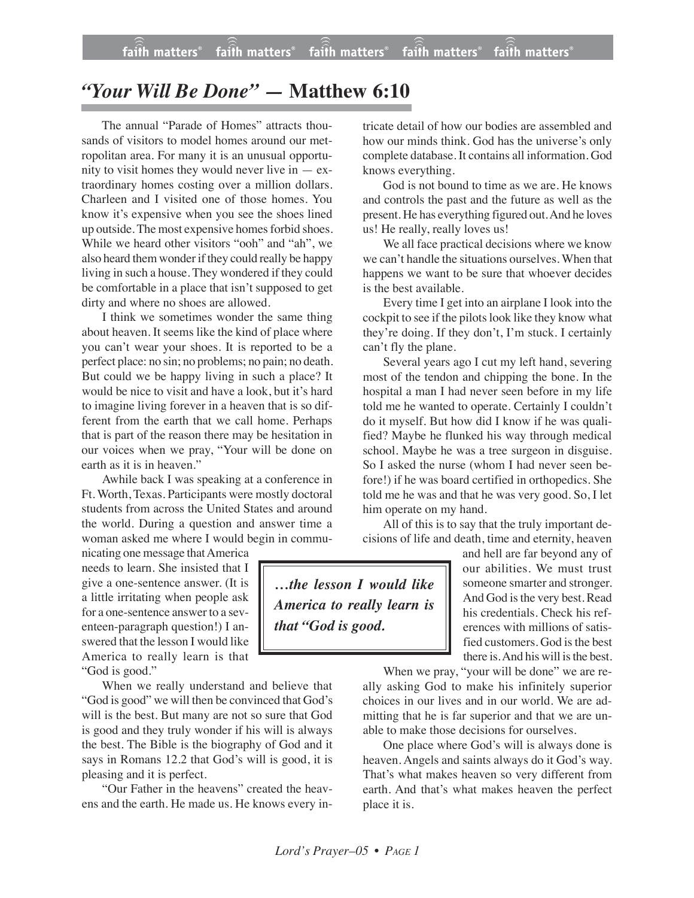# *"Your Will Be Done"* — Matthew 6:10

The annual "Parade of Homes" attracts thousands of visitors to model homes around our metropolitan area. For many it is an unusual opportunity to visit homes they would never live in — extraordinary homes costing over a million dollars. Charleen and I visited one of those homes. You know it's expensive when you see the shoes lined up outside. The most expensive homes forbid shoes. While we heard other visitors "ooh" and "ah", we also heard them wonder if they could really be happy living in such a house. They wondered if they could be comfortable in a place that isn't supposed to get dirty and where no shoes are allowed.

I think we sometimes wonder the same thing about heaven. It seems like the kind of place where you can't wear your shoes. It is reported to be a perfect place: no sin; no problems; no pain; no death. But could we be happy living in such a place? It would be nice to visit and have a look, but it's hard to imagine living forever in a heaven that is so different from the earth that we call home. Perhaps that is part of the reason there may be hesitation in our voices when we pray, "Your will be done on earth as it is in heaven."

Awhile back I was speaking at a conference in Ft. Worth, Texas. Participants were mostly doctoral students from across the United States and around the world. During a question and answer time a woman asked me where I would begin in communicating one message that America needs to learn. She insisted that I give a one-sentence answer. (It is a little irritating when people ask for a one-sentence answer to a seventeen-paragraph question!) I answered that the lesson I would like America to really learn is that "God is good."

> ***…the lesson I would like America to really learn is that "God is good.***

When we really understand and believe that "God is good" we will then be convinced that God's will is the best. But many are not so sure that God is good and they truly wonder if his will is always the best. The Bible is the biography of God and it says in Romans 12.2 that God's will is good, it is pleasing and it is perfect.

"Our Father in the heavens" created the heavens and the earth. He made us. He knows every intricate detail of how our bodies are assembled and how our minds think. God has the universe's only complete database. It contains all information. God knows everything.

God is not bound to time as we are. He knows and controls the past and the future as well as the present. He has everything figured out. And he loves us! He really, really loves us!

We all face practical decisions where we know we can't handle the situations ourselves. When that happens we want to be sure that whoever decides is the best available.

Every time I get into an airplane I look into the cockpit to see if the pilots look like they know what they're doing. If they don't, I'm stuck. I certainly can't fly the plane.

Several years ago I cut my left hand, severing most of the tendon and chipping the bone. In the hospital a man I had never seen before in my life told me he wanted to operate. Certainly I couldn't do it myself. But how did I know if he was qualified? Maybe he flunked his way through medical school. Maybe he was a tree surgeon in disguise. So I asked the nurse (whom I had never seen before!) if he was board certified in orthopedics. She told me he was and that he was very good. So, I let him operate on my hand.

All of this is to say that the truly important decisions of life and death, time and eternity, heaven and hell are far beyond any of our abilities. We must trust someone smarter and stronger. And God is the very best. Read his credentials. Check his references with millions of satisfied customers. God is the best there is. And his will is the best.

When we pray, "your will be done" we are really asking God to make his infinitely superior choices in our lives and in our world. We are admitting that he is far superior and that we are unable to make those decisions for ourselves.

One place where God's will is always done is heaven. Angels and saints always do it God's way. That's what makes heaven so very different from earth. And that's what makes heaven the perfect place it is.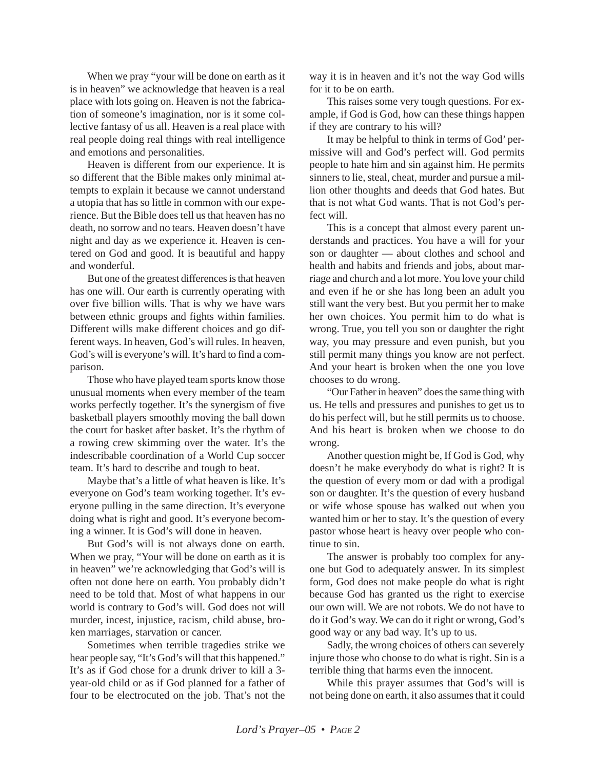When we pray "your will be done on earth as it is in heaven" we acknowledge that heaven is a real place with lots going on. Heaven is not the fabrication of someone's imagination, nor is it some collective fantasy of us all. Heaven is a real place with real people doing real things with real intelligence and emotions and personalities.

Heaven is different from our experience. It is so different that the Bible makes only minimal attempts to explain it because we cannot understand a utopia that has so little in common with our experience. But the Bible does tell us that heaven has no death, no sorrow and no tears. Heaven doesn't have night and day as we experience it. Heaven is centered on God and good. It is beautiful and happy and wonderful.

But one of the greatest differences is that heaven has one will. Our earth is currently operating with over five billion wills. That is why we have wars between ethnic groups and fights within families. Different wills make different choices and go different ways. In heaven, God's will rules. In heaven, God's will is everyone's will. It's hard to find a comparison.

Those who have played team sports know those unusual moments when every member of the team works perfectly together. It's the synergism of five basketball players smoothly moving the ball down the court for basket after basket. It's the rhythm of a rowing crew skimming over the water. It's the indescribable coordination of a World Cup soccer team. It's hard to describe and tough to beat.

Maybe that's a little of what heaven is like. It's everyone on God's team working together. It's everyone pulling in the same direction. It's everyone doing what is right and good. It's everyone becoming a winner. It is God's will done in heaven.

But God's will is not always done on earth. When we pray, "Your will be done on earth as it is in heaven" we're acknowledging that God's will is often not done here on earth. You probably didn't need to be told that. Most of what happens in our world is contrary to God's will. God does not will murder, incest, injustice, racism, child abuse, broken marriages, starvation or cancer.

Sometimes when terrible tragedies strike we hear people say, "It's God's will that this happened." It's as if God chose for a drunk driver to kill a 3-year-old child or as if God planned for a father of four to be electrocuted on the job. That's not the way it is in heaven and it's not the way God wills for it to be on earth.

This raises some very tough questions. For example, if God is God, how can these things happen if they are contrary to his will?

It may be helpful to think in terms of God' permissive will and God's perfect will. God permits people to hate him and sin against him. He permits sinners to lie, steal, cheat, murder and pursue a million other thoughts and deeds that God hates. But that is not what God wants. That is not God's perfect will.

This is a concept that almost every parent understands and practices. You have a will for your son or daughter — about clothes and school and health and habits and friends and jobs, about marriage and church and a lot more. You love your child and even if he or she has long been an adult you still want the very best. But you permit her to make her own choices. You permit him to do what is wrong. True, you tell you son or daughter the right way, you may pressure and even punish, but you still permit many things you know are not perfect. And your heart is broken when the one you love chooses to do wrong.

"Our Father in heaven" does the same thing with us. He tells and pressures and punishes to get us to do his perfect will, but he still permits us to choose. And his heart is broken when we choose to do wrong.

Another question might be, If God is God, why doesn't he make everybody do what is right? It is the question of every mom or dad with a prodigal son or daughter. It's the question of every husband or wife whose spouse has walked out when you wanted him or her to stay. It's the question of every pastor whose heart is heavy over people who continue to sin.

The answer is probably too complex for anyone but God to adequately answer. In its simplest form, God does not make people do what is right because God has granted us the right to exercise our own will. We are not robots. We do not have to do it God's way. We can do it right or wrong, God's good way or any bad way. It's up to us.

Sadly, the wrong choices of others can severely injure those who choose to do what is right. Sin is a terrible thing that harms even the innocent.

While this prayer assumes that God's will is not being done on earth, it also assumes that it could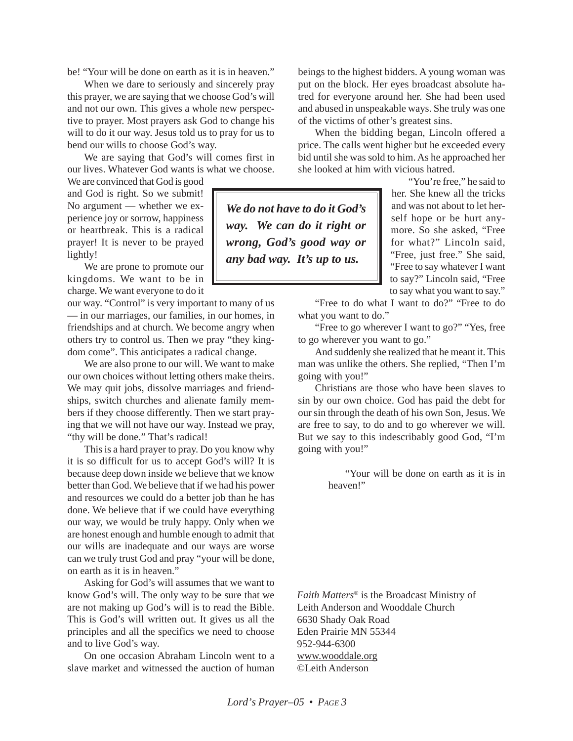be! "Your will be done on earth as it is in heaven."

When we dare to seriously and sincerely pray this prayer, we are saying that we choose God's will and not our own. This gives a whole new perspective to prayer. Most prayers ask God to change his will to do it our way. Jesus told us to pray for us to bend our wills to choose God's way.

We are saying that God's will comes first in our lives. Whatever God wants is what we choose. We are convinced that God is good and God is right. So we submit! No argument — whether we experience joy or sorrow, happiness or heartbreak. This is a radical prayer! It is never to be prayed lightly!

> ***We do not have to do it God's way. We can do it right or wrong, God's good way or any bad way. It's up to us.***

We are prone to promote our kingdoms. We want to be in charge. We want everyone to do it our way. "Control" is very important to many of us — in our marriages, our families, in our homes, in friendships and at church. We become angry when others try to control us. Then we pray "they kingdom come". This anticipates a radical change.

We are also prone to our will. We want to make our own choices without letting others make theirs. We may quit jobs, dissolve marriages and friendships, switch churches and alienate family members if they choose differently. Then we start praying that we will not have our way. Instead we pray, "thy will be done." That's radical!

This is a hard prayer to pray. Do you know why it is so difficult for us to accept God's will? It is because deep down inside we believe that we know better than God. We believe that if we had his power and resources we could do a better job than he has done. We believe that if we could have everything our way, we would be truly happy. Only when we are honest enough and humble enough to admit that our wills are inadequate and our ways are worse can we truly trust God and pray "your will be done, on earth as it is in heaven."

Asking for God's will assumes that we want to know God's will. The only way to be sure that we are not making up God's will is to read the Bible. This is God's will written out. It gives us all the principles and all the specifics we need to choose and to live God's way.

On one occasion Abraham Lincoln went to a slave market and witnessed the auction of human beings to the highest bidders. A young woman was put on the block. Her eyes broadcast absolute hatred for everyone around her. She had been used and abused in unspeakable ways. She truly was one of the victims of other's greatest sins.

When the bidding began, Lincoln offered a price. The calls went higher but he exceeded every bid until she was sold to him. As he approached her she looked at him with vicious hatred.

"You're free," he said to her. She knew all the tricks and was not about to let herself hope or be hurt anymore. So she asked, "Free for what?" Lincoln said, "Free, just free." She said, "Free to say whatever I want to say?" Lincoln said, "Free to say what you want to say."

"Free to do what I want to do?" "Free to do what you want to do."

"Free to go wherever I want to go?" "Yes, free to go wherever you want to go."

And suddenly she realized that he meant it. This man was unlike the others. She replied, "Then I'm going with you!"

Christians are those who have been slaves to sin by our own choice. God has paid the debt for our sin through the death of his own Son, Jesus. We are free to say, to do and to go wherever we will. But we say to this indescribably good God, "I'm going with you!"

"Your will be done on earth as it is in heaven!"

*Faith Matters*® is the Broadcast Ministry of
Leith Anderson and Wooddale Church
6630 Shady Oak Road
Eden Prairie MN 55344
952-944-6300
www.wooddale.org
©Leith Anderson